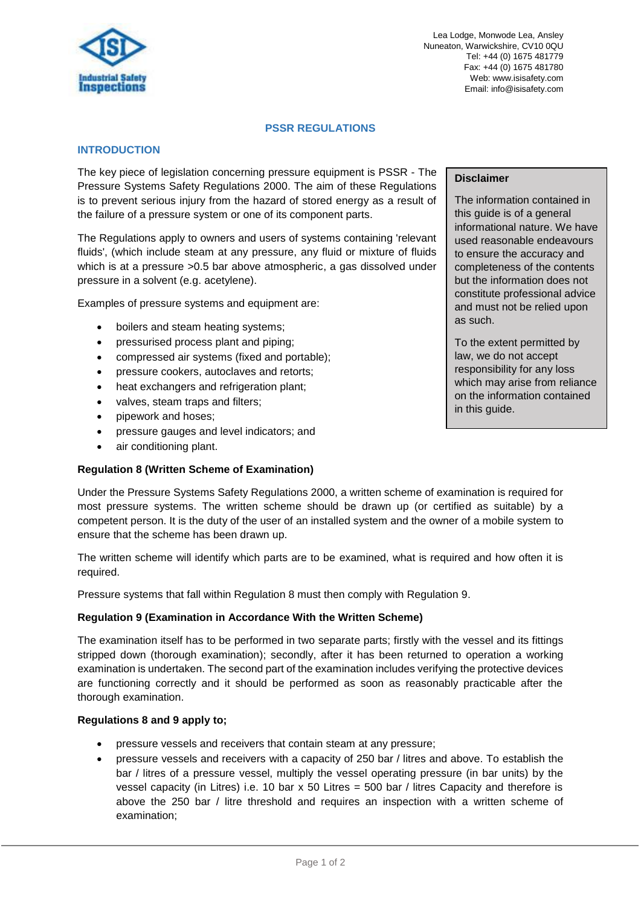Lea Lodge, Monwode Lea, Ansley
Nuneaton, Warwickshire, CV10 0QU
Tel: +44 (0) 1675 481779
Fax: +44 (0) 1675 481780
Web: www.isisafety.com
Email: info@isisafety.com

# PSSR REGULATIONS

## INTRODUCTION

The key piece of legislation concerning pressure equipment is PSSR - The Pressure Systems Safety Regulations 2000. The aim of these Regulations is to prevent serious injury from the hazard of stored energy as a result of the failure of a pressure system or one of its component parts.

The Regulations apply to owners and users of systems containing 'relevant fluids', (which include steam at any pressure, any fluid or mixture of fluids which is at a pressure >0.5 bar above atmospheric, a gas dissolved under pressure in a solvent (e.g. acetylene).

Examples of pressure systems and equipment are:

- boilers and steam heating systems;
- pressurised process plant and piping;
- compressed air systems (fixed and portable);
- pressure cookers, autoclaves and retorts;
- heat exchangers and refrigeration plant;
- valves, steam traps and filters;
- pipework and hoses;
- pressure gauges and level indicators; and
- air conditioning plant.

> **Disclaimer**
>
> The information contained in this guide is of a general informational nature. We have used reasonable endeavours to ensure the accuracy and completeness of the contents but the information does not constitute professional advice and must not be relied upon as such.
>
> To the extent permitted by law, we do not accept responsibility for any loss which may arise from reliance on the information contained in this guide.

**Regulation 8 (Written Scheme of Examination)**

Under the Pressure Systems Safety Regulations 2000, a written scheme of examination is required for most pressure systems. The written scheme should be drawn up (or certified as suitable) by a competent person. It is the duty of the user of an installed system and the owner of a mobile system to ensure that the scheme has been drawn up.

The written scheme will identify which parts are to be examined, what is required and how often it is required.

Pressure systems that fall within Regulation 8 must then comply with Regulation 9.

**Regulation 9 (Examination in Accordance With the Written Scheme)**

The examination itself has to be performed in two separate parts; firstly with the vessel and its fittings stripped down (thorough examination); secondly, after it has been returned to operation a working examination is undertaken. The second part of the examination includes verifying the protective devices are functioning correctly and it should be performed as soon as reasonably practicable after the thorough examination.

**Regulations 8 and 9 apply to;**

- pressure vessels and receivers that contain steam at any pressure;
- pressure vessels and receivers with a capacity of 250 bar / litres and above. To establish the bar / litres of a pressure vessel, multiply the vessel operating pressure (in bar units) by the vessel capacity (in Litres) i.e. 10 bar x 50 Litres = 500 bar / litres Capacity and therefore is above the 250 bar / litre threshold and requires an inspection with a written scheme of examination;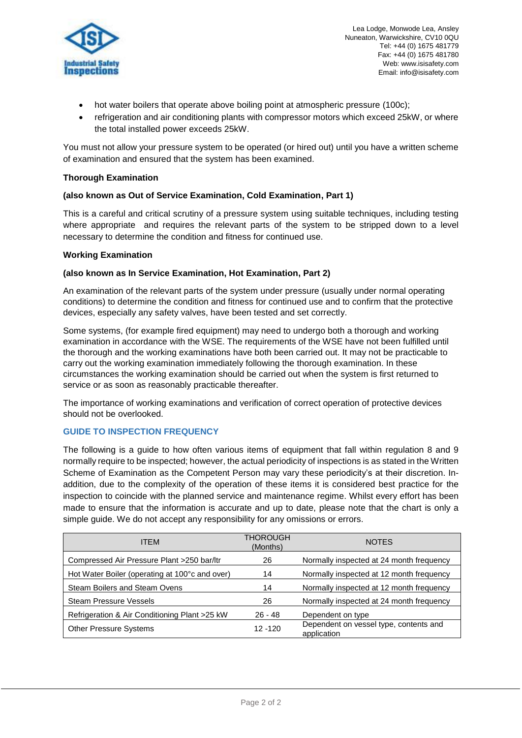- hot water boilers that operate above boiling point at atmospheric pressure (100c);
- refrigeration and air conditioning plants with compressor motors which exceed 25kW, or where the total installed power exceeds 25kW.

You must not allow your pressure system to be operated (or hired out) until you have a written scheme of examination and ensured that the system has been examined.

**Thorough Examination**

**(also known as Out of Service Examination, Cold Examination, Part 1)**

This is a careful and critical scrutiny of a pressure system using suitable techniques, including testing where appropriate and requires the relevant parts of the system to be stripped down to a level necessary to determine the condition and fitness for continued use.

**Working Examination**

**(also known as In Service Examination, Hot Examination, Part 2)**

An examination of the relevant parts of the system under pressure (usually under normal operating conditions) to determine the condition and fitness for continued use and to confirm that the protective devices, especially any safety valves, have been tested and set correctly.

Some systems, (for example fired equipment) may need to undergo both a thorough and working examination in accordance with the WSE. The requirements of the WSE have not been fulfilled until the thorough and the working examinations have both been carried out. It may not be practicable to carry out the working examination immediately following the thorough examination. In these circumstances the working examination should be carried out when the system is first returned to service or as soon as reasonably practicable thereafter.

The importance of working examinations and verification of correct operation of protective devices should not be overlooked.

## GUIDE TO INSPECTION FREQUENCY

The following is a guide to how often various items of equipment that fall within regulation 8 and 9 normally require to be inspected; however, the actual periodicity of inspections is as stated in the Written Scheme of Examination as the Competent Person may vary these periodicity's at their discretion. In-addition, due to the complexity of the operation of these items it is considered best practice for the inspection to coincide with the planned service and maintenance regime. Whilst every effort has been made to ensure that the information is accurate and up to date, please note that the chart is only a simple guide. We do not accept any responsibility for any omissions or errors.

| ITEM | THOROUGH (Months) | NOTES |
|---|---|---|
| Compressed Air Pressure Plant >250 bar/ltr | 26 | Normally inspected at 24 month frequency |
| Hot Water Boiler (operating at 100°c and over) | 14 | Normally inspected at 12 month frequency |
| Steam Boilers and Steam Ovens | 14 | Normally inspected at 12 month frequency |
| Steam Pressure Vessels | 26 | Normally inspected at 24 month frequency |
| Refrigeration & Air Conditioning Plant >25 kW | 26 - 48 | Dependent on type |
| Other Pressure Systems | 12 -120 | Dependent on vessel type, contents and application |